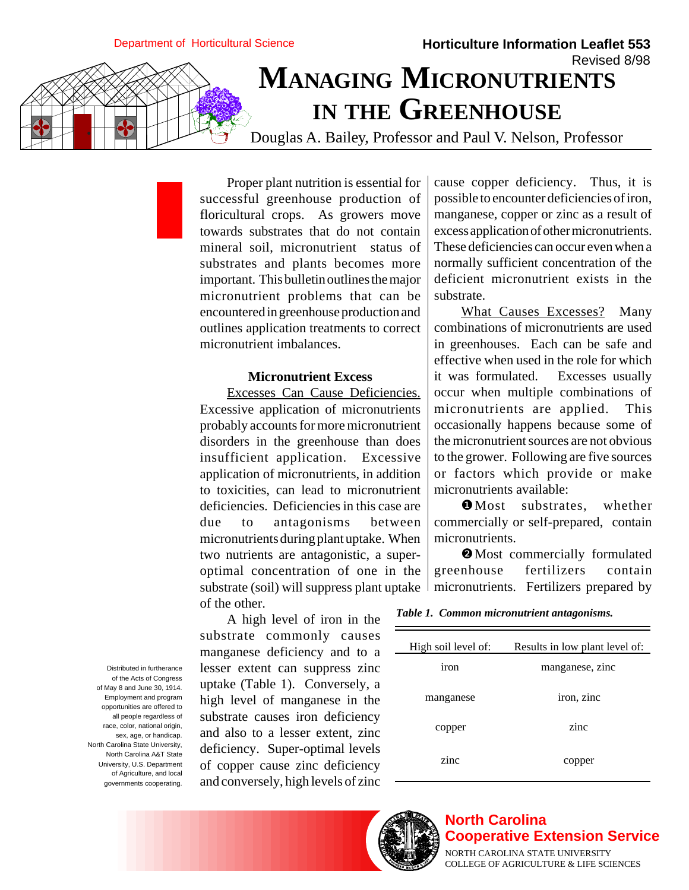Department of Horticultural Science

**Horticulture Information Leaflet 553**
Revised 8/98

# MANAGING MICRONUTRIENTS IN THE GREENHOUSE

Douglas A. Bailey, Professor and Paul V. Nelson, Professor

Proper plant nutrition is essential for successful greenhouse production of floricultural crops. As growers move towards substrates that do not contain mineral soil, micronutrient status of substrates and plants becomes more important. This bulletin outlines the major micronutrient problems that can be encountered in greenhouse production and outlines application treatments to correct micronutrient imbalances.

## Micronutrient Excess

Excesses Can Cause Deficiencies. Excessive application of micronutrients probably accounts for more micronutrient disorders in the greenhouse than does insufficient application. Excessive application of micronutrients, in addition to toxicities, can lead to micronutrient deficiencies. Deficiencies in this case are due to antagonisms between micronutrients during plant uptake. When two nutrients are antagonistic, a super-optimal concentration of one in the substrate (soil) will suppress plant uptake of the other.

A high level of iron in the substrate commonly causes manganese deficiency and to a lesser extent can suppress zinc uptake (Table 1). Conversely, a high level of manganese in the substrate causes iron deficiency and also to a lesser extent, zinc deficiency. Super-optimal levels of copper cause zinc deficiency and conversely, high levels of zinc cause copper deficiency. Thus, it is possible to encounter deficiencies of iron, manganese, copper or zinc as a result of excess application of other micronutrients. These deficiencies can occur even when a normally sufficient concentration of the deficient micronutrient exists in the substrate.

*Table 1. Common micronutrient antagonisms.*

| High soil level of: | Results in low plant level of: |
|---|---|
| iron | manganese, zinc |
| manganese | iron, zinc |
| copper | zinc |
| zinc | copper |

What Causes Excesses? Many combinations of micronutrients are used in greenhouses. Each can be safe and effective when used in the role for which it was formulated. Excesses usually occur when multiple combinations of micronutrients are applied. This occasionally happens because some of the micronutrient sources are not obvious to the grower. Following are five sources or factors which provide or make micronutrients available:

❶ Most substrates, whether commercially or self-prepared, contain micronutrients.

❷ Most commercially formulated greenhouse fertilizers contain micronutrients. Fertilizers prepared by

Distributed in furtherance of the Acts of Congress of May 8 and June 30, 1914. Employment and program opportunities are offered to all people regardless of race, color, national origin, sex, age, or handicap. North Carolina State University, North Carolina A&T State University, U.S. Department of Agriculture, and local governments cooperating.

**North Carolina Cooperative Extension Service**
NORTH CAROLINA STATE UNIVERSITY
COLLEGE OF AGRICULTURE & LIFE SCIENCES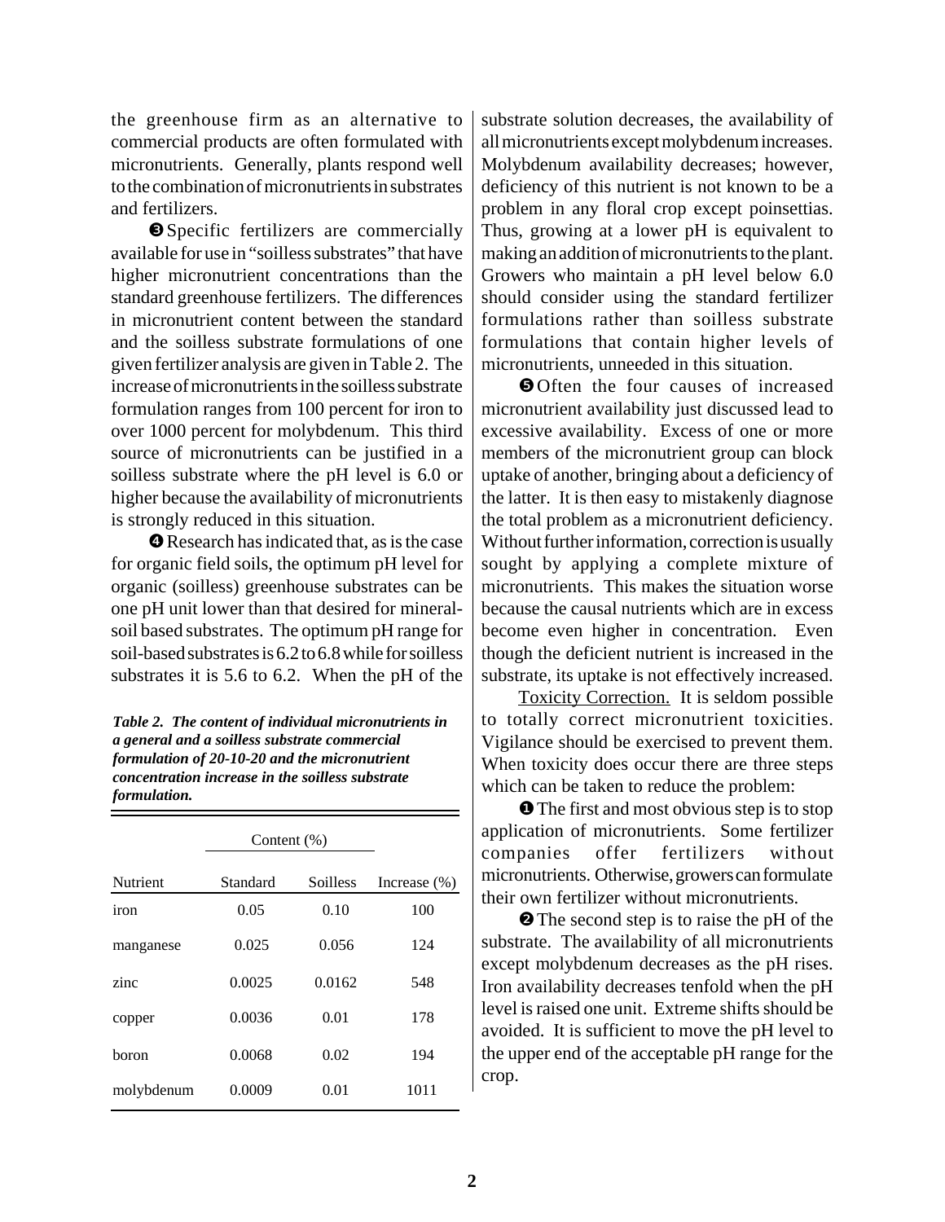the greenhouse firm as an alternative to commercial products are often formulated with micronutrients. Generally, plants respond well to the combination of micronutrients in substrates and fertilizers.

❸ Specific fertilizers are commercially available for use in "soilless substrates" that have higher micronutrient concentrations than the standard greenhouse fertilizers. The differences in micronutrient content between the standard and the soilless substrate formulations of one given fertilizer analysis are given in Table 2. The increase of micronutrients in the soilless substrate formulation ranges from 100 percent for iron to over 1000 percent for molybdenum. This third source of micronutrients can be justified in a soilless substrate where the pH level is 6.0 or higher because the availability of micronutrients is strongly reduced in this situation.

❹ Research has indicated that, as is the case for organic field soils, the optimum pH level for organic (soilless) greenhouse substrates can be one pH unit lower than that desired for mineral-soil based substrates. The optimum pH range for soil-based substrates is 6.2 to 6.8 while for soilless substrates it is 5.6 to 6.2. When the pH of the substrate solution decreases, the availability of all micronutrients except molybdenum increases. Molybdenum availability decreases; however, deficiency of this nutrient is not known to be a problem in any floral crop except poinsettias. Thus, growing at a lower pH is equivalent to making an addition of micronutrients to the plant. Growers who maintain a pH level below 6.0 should consider using the standard fertilizer formulations rather than soilless substrate formulations that contain higher levels of micronutrients, unneeded in this situation.

***Table 2. The content of individual micronutrients in a general and a soilless substrate commercial formulation of 20-10-20 and the micronutrient concentration increase in the soilless substrate formulation.***

| | Content (%) | | |
|---|---|---|---|
| Nutrient | Standard | Soilless | Increase (%) |
| iron | 0.05 | 0.10 | 100 |
| manganese | 0.025 | 0.056 | 124 |
| zinc | 0.0025 | 0.0162 | 548 |
| copper | 0.0036 | 0.01 | 178 |
| boron | 0.0068 | 0.02 | 194 |
| molybdenum | 0.0009 | 0.01 | 1011 |

❺ Often the four causes of increased micronutrient availability just discussed lead to excessive availability. Excess of one or more members of the micronutrient group can block uptake of another, bringing about a deficiency of the latter. It is then easy to mistakenly diagnose the total problem as a micronutrient deficiency. Without further information, correction is usually sought by applying a complete mixture of micronutrients. This makes the situation worse because the causal nutrients which are in excess become even higher in concentration. Even though the deficient nutrient is increased in the substrate, its uptake is not effectively increased.

Toxicity Correction. It is seldom possible to totally correct micronutrient toxicities. Vigilance should be exercised to prevent them. When toxicity does occur there are three steps which can be taken to reduce the problem:

❶ The first and most obvious step is to stop application of micronutrients. Some fertilizer companies offer fertilizers without micronutrients. Otherwise, growers can formulate their own fertilizer without micronutrients.

❷ The second step is to raise the pH of the substrate. The availability of all micronutrients except molybdenum decreases as the pH rises. Iron availability decreases tenfold when the pH level is raised one unit. Extreme shifts should be avoided. It is sufficient to move the pH level to the upper end of the acceptable pH range for the crop.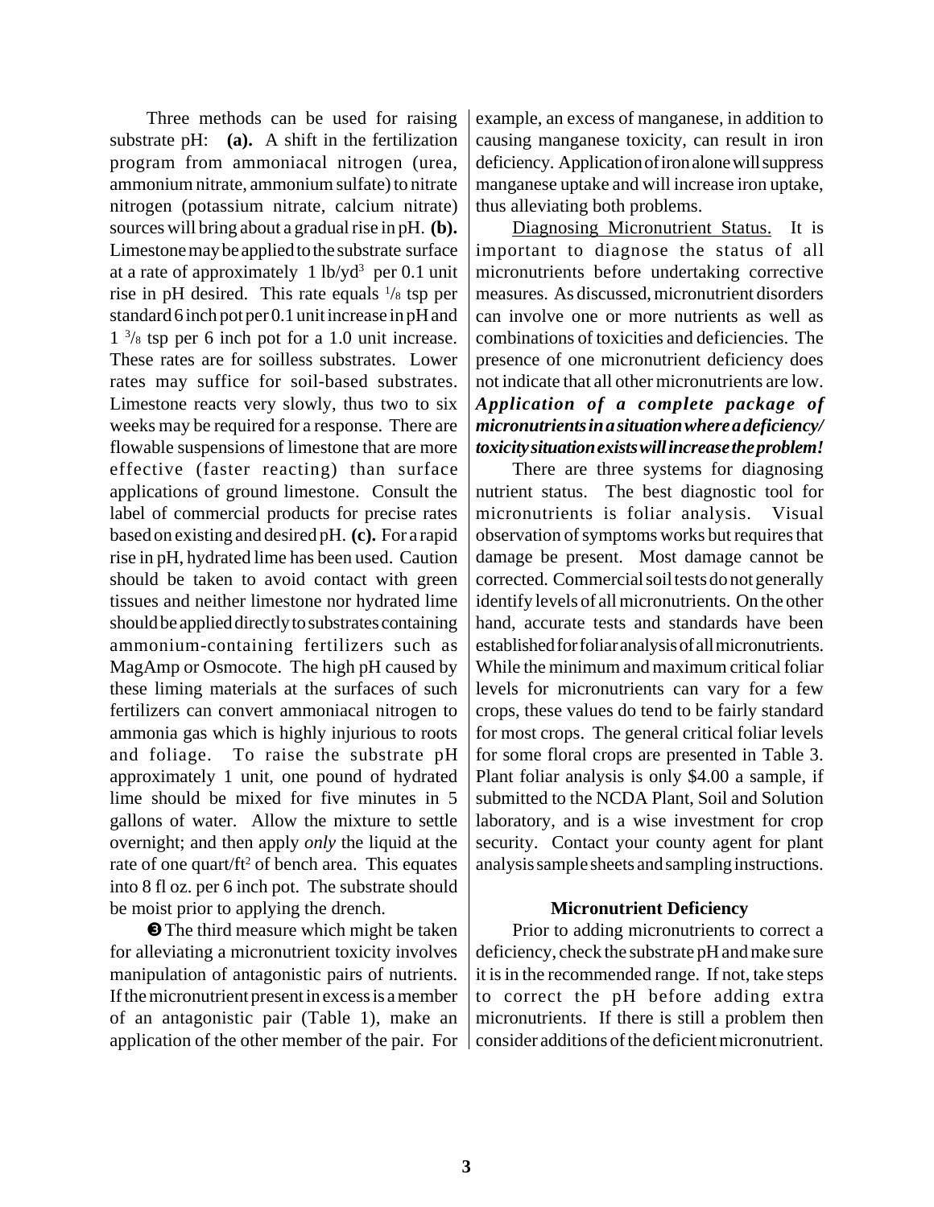Three methods can be used for raising substrate pH: **(a).** A shift in the fertilization program from ammoniacal nitrogen (urea, ammonium nitrate, ammonium sulfate) to nitrate nitrogen (potassium nitrate, calcium nitrate) sources will bring about a gradual rise in pH. **(b).** Limestone may be applied to the substrate surface at a rate of approximately 1 lb/yd$^3$ per 0.1 unit rise in pH desired. This rate equals $^1/_8$ tsp per standard 6 inch pot per 0.1 unit increase in pH and 1 $^3/_8$ tsp per 6 inch pot for a 1.0 unit increase. These rates are for soilless substrates. Lower rates may suffice for soil-based substrates. Limestone reacts very slowly, thus two to six weeks may be required for a response. There are flowable suspensions of limestone that are more effective (faster reacting) than surface applications of ground limestone. Consult the label of commercial products for precise rates based on existing and desired pH. **(c).** For a rapid rise in pH, hydrated lime has been used. Caution should be taken to avoid contact with green tissues and neither limestone nor hydrated lime should be applied directly to substrates containing ammonium-containing fertilizers such as MagAmp or Osmocote. The high pH caused by these liming materials at the surfaces of such fertilizers can convert ammoniacal nitrogen to ammonia gas which is highly injurious to roots and foliage. To raise the substrate pH approximately 1 unit, one pound of hydrated lime should be mixed for five minutes in 5 gallons of water. Allow the mixture to settle overnight; and then apply *only* the liquid at the rate of one quart/ft$^2$ of bench area. This equates into 8 fl oz. per 6 inch pot. The substrate should be moist prior to applying the drench.

❸ The third measure which might be taken for alleviating a micronutrient toxicity involves manipulation of antagonistic pairs of nutrients. If the micronutrient present in excess is a member of an antagonistic pair (Table 1), make an application of the other member of the pair. For example, an excess of manganese, in addition to causing manganese toxicity, can result in iron deficiency. Application of iron alone will suppress manganese uptake and will increase iron uptake, thus alleviating both problems.

Diagnosing Micronutrient Status. It is important to diagnose the status of all micronutrients before undertaking corrective measures. As discussed, micronutrient disorders can involve one or more nutrients as well as combinations of toxicities and deficiencies. The presence of one micronutrient deficiency does not indicate that all other micronutrients are low. ***Application of a complete package of micronutrients in a situation where a deficiency/ toxicity situation exists will increase the problem!***

There are three systems for diagnosing nutrient status. The best diagnostic tool for micronutrients is foliar analysis. Visual observation of symptoms works but requires that damage be present. Most damage cannot be corrected. Commercial soil tests do not generally identify levels of all micronutrients. On the other hand, accurate tests and standards have been established for foliar analysis of all micronutrients. While the minimum and maximum critical foliar levels for micronutrients can vary for a few crops, these values do tend to be fairly standard for most crops. The general critical foliar levels for some floral crops are presented in Table 3. Plant foliar analysis is only $4.00 a sample, if submitted to the NCDA Plant, Soil and Solution laboratory, and is a wise investment for crop security. Contact your county agent for plant analysis sample sheets and sampling instructions.

### Micronutrient Deficiency

Prior to adding micronutrients to correct a deficiency, check the substrate pH and make sure it is in the recommended range. If not, take steps to correct the pH before adding extra micronutrients. If there is still a problem then consider additions of the deficient micronutrient.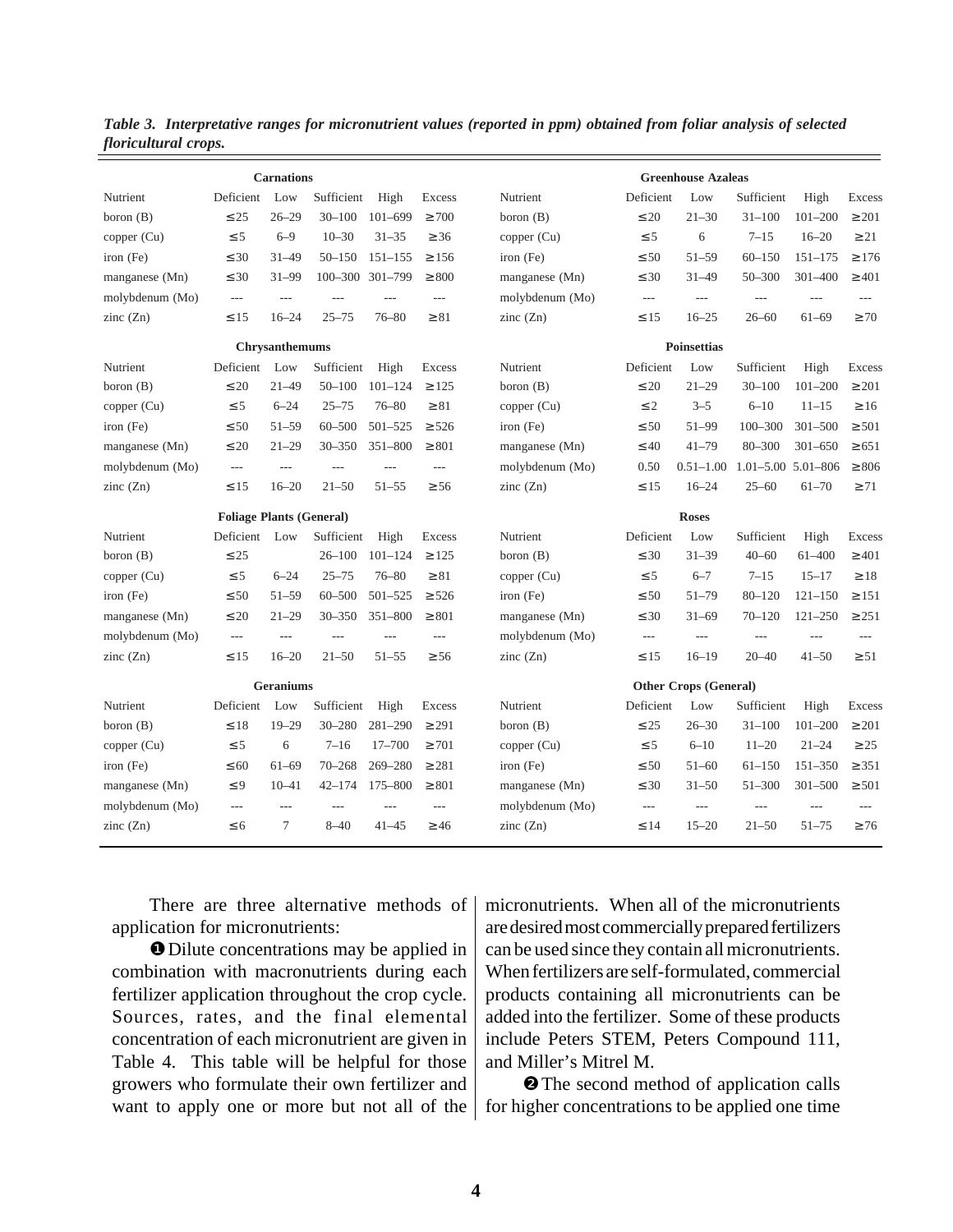*Table 3. Interpretative ranges for micronutrient values (reported in ppm) obtained from foliar analysis of selected floricultural crops.*

| Carnations | | | | | | Greenhouse Azaleas | | | | | |
|---|---|---|---|---|---|---|---|---|---|---|---|
| Nutrient | Deficient | Low | Sufficient | High | Excess | Nutrient | Deficient | Low | Sufficient | High | Excess |
| boron (B) | ≤25 | 26–29 | 30–100 | 101–699 | ≥700 | boron (B) | ≤20 | 21–30 | 31–100 | 101–200 | ≥201 |
| copper (Cu) | ≤5 | 6–9 | 10–30 | 31–35 | ≥36 | copper (Cu) | ≤5 | 6 | 7–15 | 16–20 | ≥21 |
| iron (Fe) | ≤30 | 31–49 | 50–150 | 151–155 | ≥156 | iron (Fe) | ≤50 | 51–59 | 60–150 | 151–175 | ≥176 |
| manganese (Mn) | ≤30 | 31–99 | 100–300 | 301–799 | ≥800 | manganese (Mn) | ≤30 | 31–49 | 50–300 | 301–400 | ≥401 |
| molybdenum (Mo) | --- | --- | --- | --- | --- | molybdenum (Mo) | --- | --- | --- | --- | --- |
| zinc (Zn) | ≤15 | 16–24 | 25–75 | 76–80 | ≥81 | zinc (Zn) | ≤15 | 16–25 | 26–60 | 61–69 | ≥70 |

| Chrysanthemums | | | | | | Poinsettias | | | | | |
|---|---|---|---|---|---|---|---|---|---|---|---|
| Nutrient | Deficient | Low | Sufficient | High | Excess | Nutrient | Deficient | Low | Sufficient | High | Excess |
| boron (B) | ≤20 | 21–49 | 50–100 | 101–124 | ≥125 | boron (B) | ≤20 | 21–29 | 30–100 | 101–200 | ≥201 |
| copper (Cu) | ≤5 | 6–24 | 25–75 | 76–80 | ≥81 | copper (Cu) | ≤2 | 3–5 | 6–10 | 11–15 | ≥16 |
| iron (Fe) | ≤50 | 51–59 | 60–500 | 501–525 | ≥526 | iron (Fe) | ≤50 | 51–99 | 100–300 | 301–500 | ≥501 |
| manganese (Mn) | ≤20 | 21–29 | 30–350 | 351–800 | ≥801 | manganese (Mn) | ≤40 | 41–79 | 80–300 | 301–650 | ≥651 |
| molybdenum (Mo) | --- | --- | --- | --- | --- | molybdenum (Mo) | 0.50 | 0.51–1.00 | 1.01–5.00 | 5.01–806 | ≥806 |
| zinc (Zn) | ≤15 | 16–20 | 21–50 | 51–55 | ≥56 | zinc (Zn) | ≤15 | 16–24 | 25–60 | 61–70 | ≥71 |

| Foliage Plants (General) | | | | | | Roses | | | | | |
|---|---|---|---|---|---|---|---|---|---|---|---|
| Nutrient | Deficient | Low | Sufficient | High | Excess | Nutrient | Deficient | Low | Sufficient | High | Excess |
| boron (B) | ≤25 | | 26–100 | 101–124 | ≥125 | boron (B) | ≤30 | 31–39 | 40–60 | 61–400 | ≥401 |
| copper (Cu) | ≤5 | 6–24 | 25–75 | 76–80 | ≥81 | copper (Cu) | ≤5 | 6–7 | 7–15 | 15–17 | ≥18 |
| iron (Fe) | ≤50 | 51–59 | 60–500 | 501–525 | ≥526 | iron (Fe) | ≤50 | 51–79 | 80–120 | 121–150 | ≥151 |
| manganese (Mn) | ≤20 | 21–29 | 30–350 | 351–800 | ≥801 | manganese (Mn) | ≤30 | 31–69 | 70–120 | 121–250 | ≥251 |
| molybdenum (Mo) | --- | --- | --- | --- | --- | molybdenum (Mo) | --- | --- | --- | --- | --- |
| zinc (Zn) | ≤15 | 16–20 | 21–50 | 51–55 | ≥56 | zinc (Zn) | ≤15 | 16–19 | 20–40 | 41–50 | ≥51 |

| Geraniums | | | | | | Other Crops (General) | | | | | |
|---|---|---|---|---|---|---|---|---|---|---|---|
| Nutrient | Deficient | Low | Sufficient | High | Excess | Nutrient | Deficient | Low | Sufficient | High | Excess |
| boron (B) | ≤18 | 19–29 | 30–280 | 281–290 | ≥291 | boron (B) | ≤25 | 26–30 | 31–100 | 101–200 | ≥201 |
| copper (Cu) | ≤5 | 6 | 7–16 | 17–700 | ≥701 | copper (Cu) | ≤5 | 6–10 | 11–20 | 21–24 | ≥25 |
| iron (Fe) | ≤60 | 61–69 | 70–268 | 269–280 | ≥281 | iron (Fe) | ≤50 | 51–60 | 61–150 | 151–350 | ≥351 |
| manganese (Mn) | ≤9 | 10–41 | 42–174 | 175–800 | ≥801 | manganese (Mn) | ≤30 | 31–50 | 51–300 | 301–500 | ≥501 |
| molybdenum (Mo) | --- | --- | --- | --- | --- | molybdenum (Mo) | --- | --- | --- | --- | --- |
| zinc (Zn) | ≤6 | 7 | 8–40 | 41–45 | ≥46 | zinc (Zn) | ≤14 | 15–20 | 21–50 | 51–75 | ≥76 |

There are three alternative methods of application for micronutrients:

❶ Dilute concentrations may be applied in combination with macronutrients during each fertilizer application throughout the crop cycle. Sources, rates, and the final elemental concentration of each micronutrient are given in Table 4. This table will be helpful for those growers who formulate their own fertilizer and want to apply one or more but not all of the micronutrients. When all of the micronutrients are desired most commercially prepared fertilizers can be used since they contain all micronutrients. When fertilizers are self-formulated, commercial products containing all micronutrients can be added into the fertilizer. Some of these products include Peters STEM, Peters Compound 111, and Miller's Mitrel M.

❷ The second method of application calls for higher concentrations to be applied one time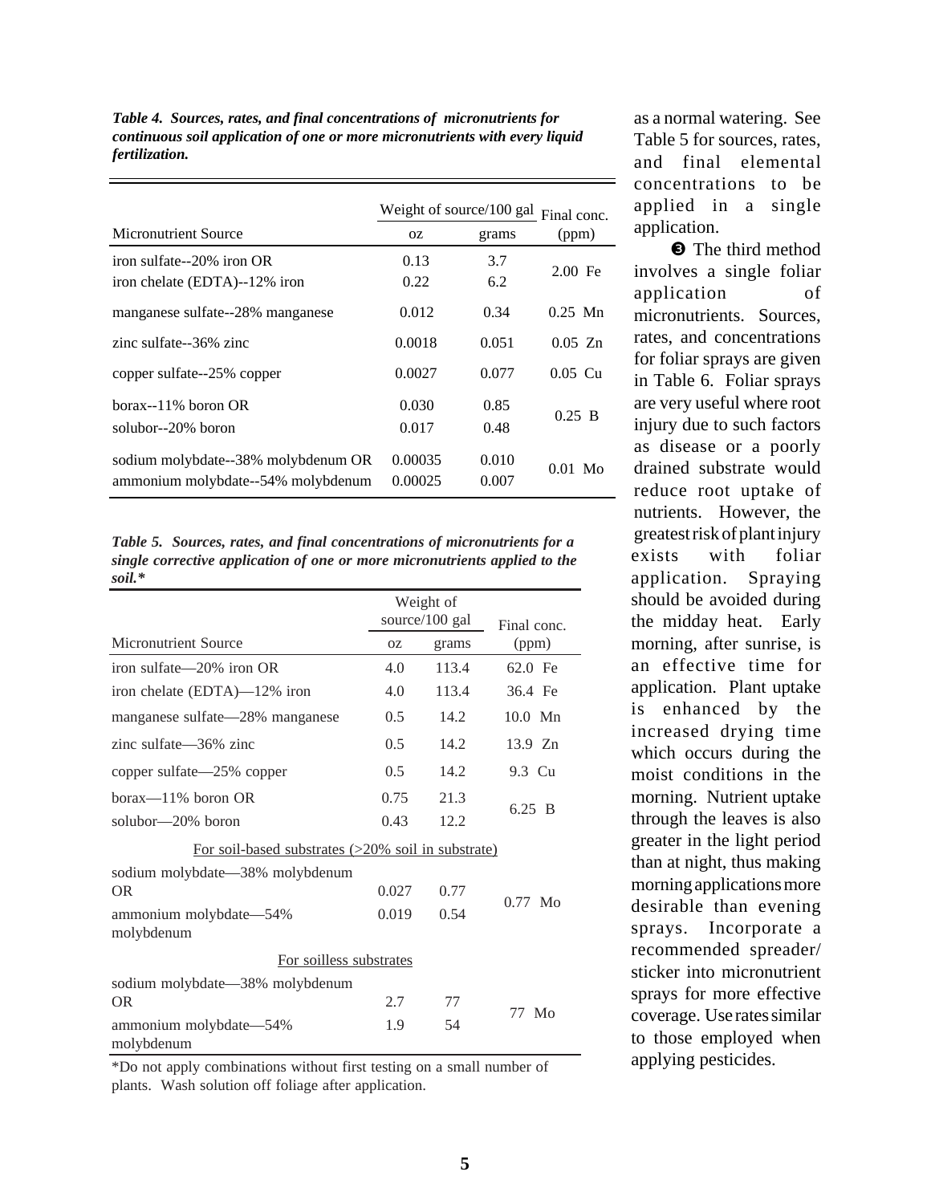*Table 4. Sources, rates, and final concentrations of micronutrients for continuous soil application of one or more micronutrients with every liquid fertilization.*

| | Weight of source/100 gal | | Final conc. |
|---|---|---|---|
| Micronutrient Source | oz | grams | (ppm) |
| iron sulfate--20% iron OR | 0.13 | 3.7 | 2.00 Fe |
| iron chelate (EDTA)--12% iron | 0.22 | 6.2 | |
| manganese sulfate--28% manganese | 0.012 | 0.34 | 0.25 Mn |
| zinc sulfate--36% zinc | 0.0018 | 0.051 | 0.05 Zn |
| copper sulfate--25% copper | 0.0027 | 0.077 | 0.05 Cu |
| borax--11% boron OR | 0.030 | 0.85 | 0.25 B |
| solubor--20% boron | 0.017 | 0.48 | |
| sodium molybdate--38% molybdenum OR | 0.00035 | 0.010 | 0.01 Mo |
| ammonium molybdate--54% molybdenum | 0.00025 | 0.007 | |

*Table 5. Sources, rates, and final concentrations of micronutrients for a single corrective application of one or more micronutrients applied to the soil.**

| | Weight of source/100 gal | | Final conc. |
|---|---|---|---|
| Micronutrient Source | oz | grams | (ppm) |
| iron sulfate—20% iron OR | 4.0 | 113.4 | 62.0 Fe |
| iron chelate (EDTA)—12% iron | 4.0 | 113.4 | 36.4 Fe |
| manganese sulfate—28% manganese | 0.5 | 14.2 | 10.0 Mn |
| zinc sulfate—36% zinc | 0.5 | 14.2 | 13.9 Zn |
| copper sulfate—25% copper | 0.5 | 14.2 | 9.3 Cu |
| borax—11% boron OR | 0.75 | 21.3 | 6.25 B |
| solubor—20% boron | 0.43 | 12.2 | |
| For soil-based substrates (>20% soil in substrate) | | | |
| sodium molybdate—38% molybdenum OR | 0.027 | 0.77 | 0.77 Mo |
| ammonium molybdate—54% molybdenum | 0.019 | 0.54 | |
| For soilless substrates | | | |
| sodium molybdate—38% molybdenum OR | 2.7 | 77 | 77 Mo |
| ammonium molybdate—54% molybdenum | 1.9 | 54 | |

*Do not apply combinations without first testing on a small number of plants. Wash solution off foliage after application.

as a normal watering. See Table 5 for sources, rates, and final elemental concentrations to be applied in a single application.

❸ The third method involves a single foliar application of micronutrients. Sources, rates, and concentrations for foliar sprays are given in Table 6. Foliar sprays are very useful where root injury due to such factors as disease or a poorly drained substrate would reduce root uptake of nutrients. However, the greatest risk of plant injury exists with foliar application. Spraying should be avoided during the midday heat. Early morning, after sunrise, is an effective time for application. Plant uptake is enhanced by the increased drying time which occurs during the moist conditions in the morning. Nutrient uptake through the leaves is also greater in the light period than at night, thus making morning applications more desirable than evening sprays. Incorporate a recommended spreader/sticker into micronutrient sprays for more effective coverage. Use rates similar to those employed when applying pesticides.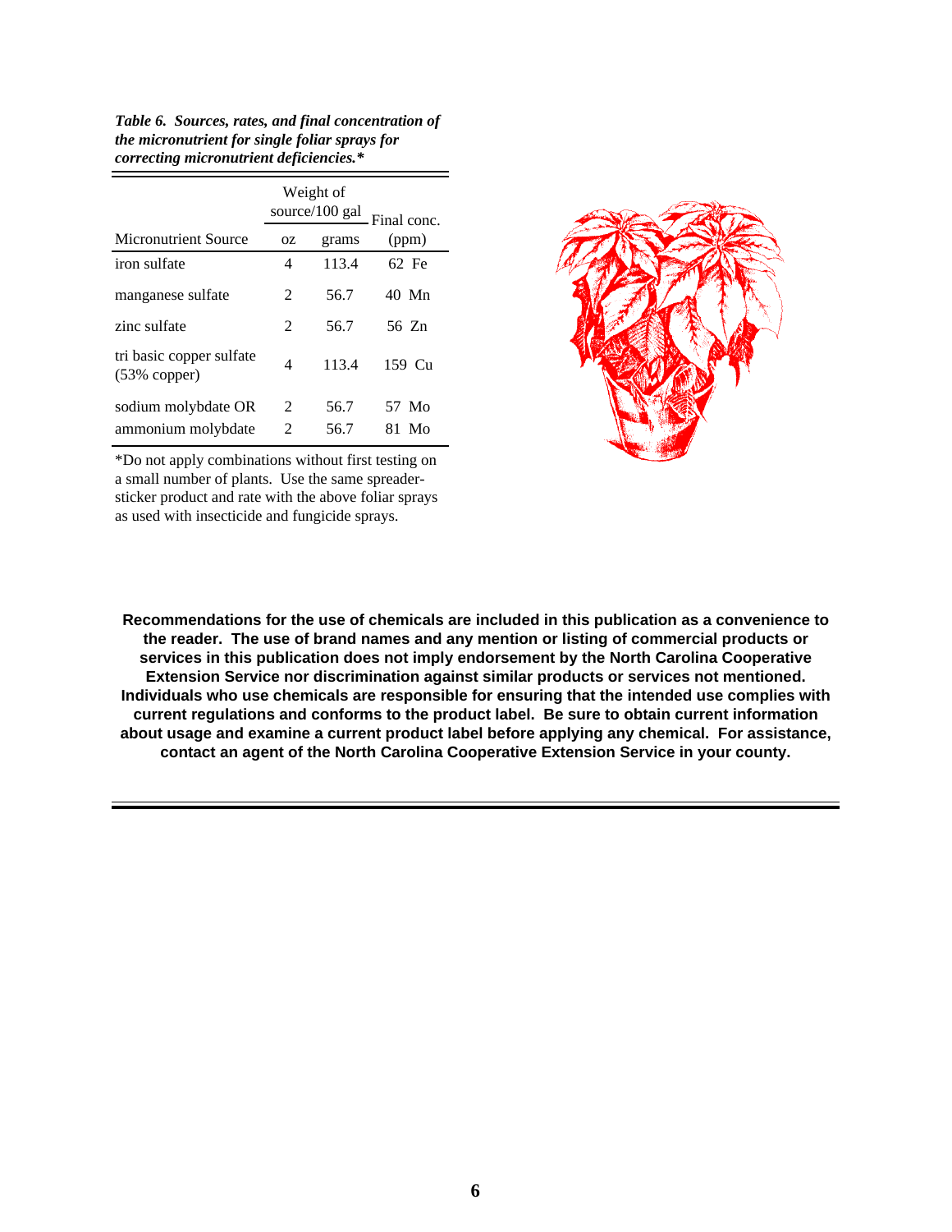***Table 6. Sources, rates, and final concentration of the micronutrient for single foliar sprays for correcting micronutrient deficiencies.****

| Micronutrient Source | Weight of source/100 gal oz | Weight of source/100 gal grams | Final conc. (ppm) |
|---|---|---|---|
| iron sulfate | 4 | 113.4 | 62 Fe |
| manganese sulfate | 2 | 56.7 | 40 Mn |
| zinc sulfate | 2 | 56.7 | 56 Zn |
| tri basic copper sulfate (53% copper) | 4 | 113.4 | 159 Cu |
| sodium molybdate OR | 2 | 56.7 | 57 Mo |
| ammonium molybdate | 2 | 56.7 | 81 Mo |

*Do not apply combinations without first testing on a small number of plants. Use the same spreader-sticker product and rate with the above foliar sprays as used with insecticide and fungicide sprays.

**Recommendations for the use of chemicals are included in this publication as a convenience to the reader. The use of brand names and any mention or listing of commercial products or services in this publication does not imply endorsement by the North Carolina Cooperative Extension Service nor discrimination against similar products or services not mentioned. Individuals who use chemicals are responsible for ensuring that the intended use complies with current regulations and conforms to the product label. Be sure to obtain current information about usage and examine a current product label before applying any chemical. For assistance, contact an agent of the North Carolina Cooperative Extension Service in your county.**